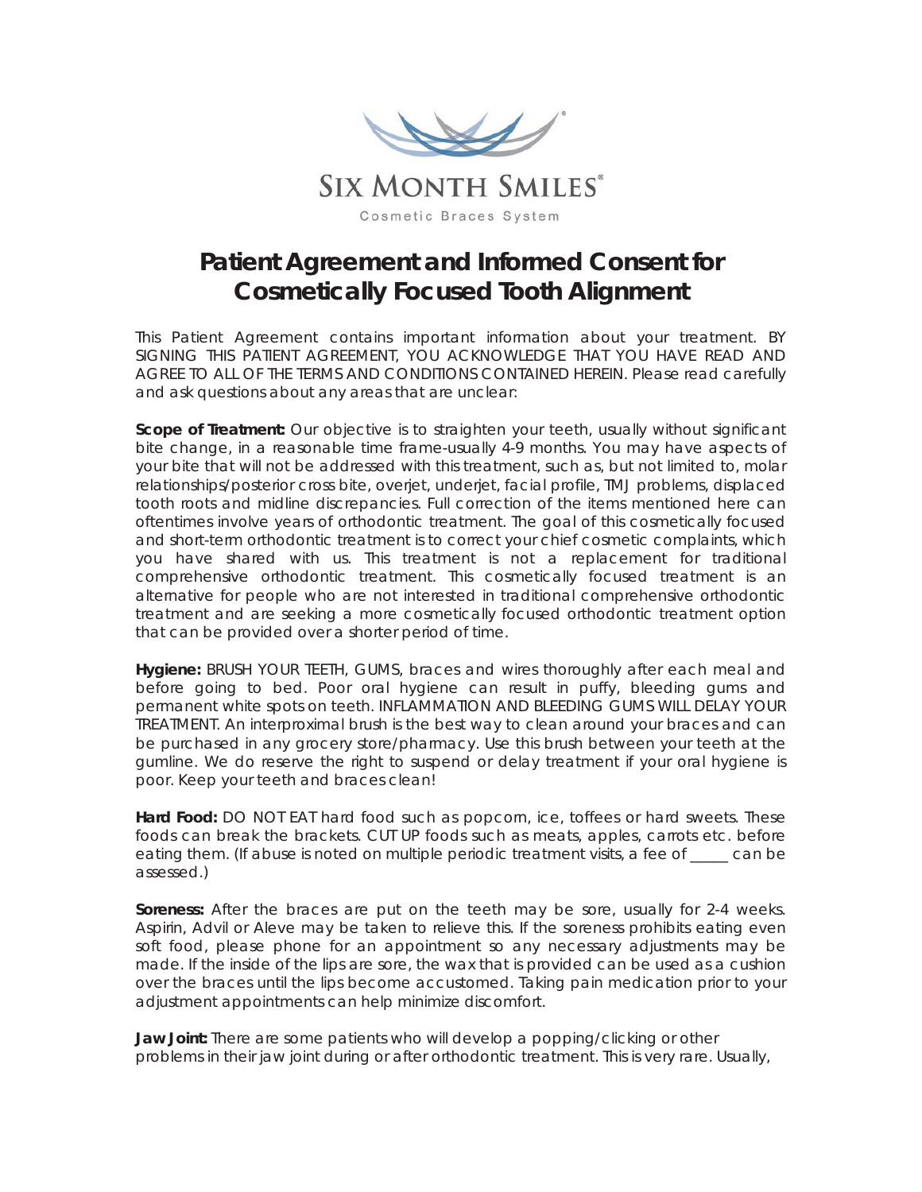SIX MONTH SMILES®

Cosmetic Braces System

# Patient Agreement and Informed Consent for Cosmetically Focused Tooth Alignment

This Patient Agreement contains important information about your treatment. BY SIGNING THIS PATIENT AGREEMENT, YOU ACKNOWLEDGE THAT YOU HAVE READ AND AGREE TO ALL OF THE TERMS AND CONDITIONS CONTAINED HEREIN. Please read carefully and ask questions about any areas that are unclear:

**Scope of Treatment:** Our objective is to straighten your teeth, usually without significant bite change, in a reasonable time frame-usually 4-9 months. You may have aspects of your bite that will not be addressed with this treatment, such as, but not limited to, molar relationships/posterior cross bite, overjet, underjet, facial profile, TMJ problems, displaced tooth roots and midline discrepancies. Full correction of the items mentioned here can oftentimes involve years of orthodontic treatment. The goal of this cosmetically focused and short-term orthodontic treatment is to correct your chief cosmetic complaints, which you have shared with us. This treatment is not a replacement for traditional comprehensive orthodontic treatment. This cosmetically focused treatment is an alternative for people who are not interested in traditional comprehensive orthodontic treatment and are seeking a more cosmetically focused orthodontic treatment option that can be provided over a shorter period of time.

**Hygiene:** BRUSH YOUR TEETH, GUMS, braces and wires thoroughly after each meal and before going to bed. Poor oral hygiene can result in puffy, bleeding gums and permanent white spots on teeth. INFLAMMATION AND BLEEDING GUMS WILL DELAY YOUR TREATMENT. An interproximal brush is the best way to clean around your braces and can be purchased in any grocery store/pharmacy. Use this brush between your teeth at the gumline. We do reserve the right to suspend or delay treatment if your oral hygiene is poor. Keep your teeth and braces clean!

**Hard Food:** DO NOT EAT hard food such as popcorn, ice, toffees or hard sweets. These foods can break the brackets. CUT UP foods such as meats, apples, carrots etc. before eating them. (If abuse is noted on multiple periodic treatment visits, a fee of _____ can be assessed.)

**Soreness:** After the braces are put on the teeth may be sore, usually for 2-4 weeks. Aspirin, Advil or Aleve may be taken to relieve this. If the soreness prohibits eating even soft food, please phone for an appointment so any necessary adjustments may be made. If the inside of the lips are sore, the wax that is provided can be used as a cushion over the braces until the lips become accustomed. Taking pain medication prior to your adjustment appointments can help minimize discomfort.

**Jaw Joint:** There are some patients who will develop a popping/clicking or other problems in their jaw joint during or after orthodontic treatment. This is very rare. Usually,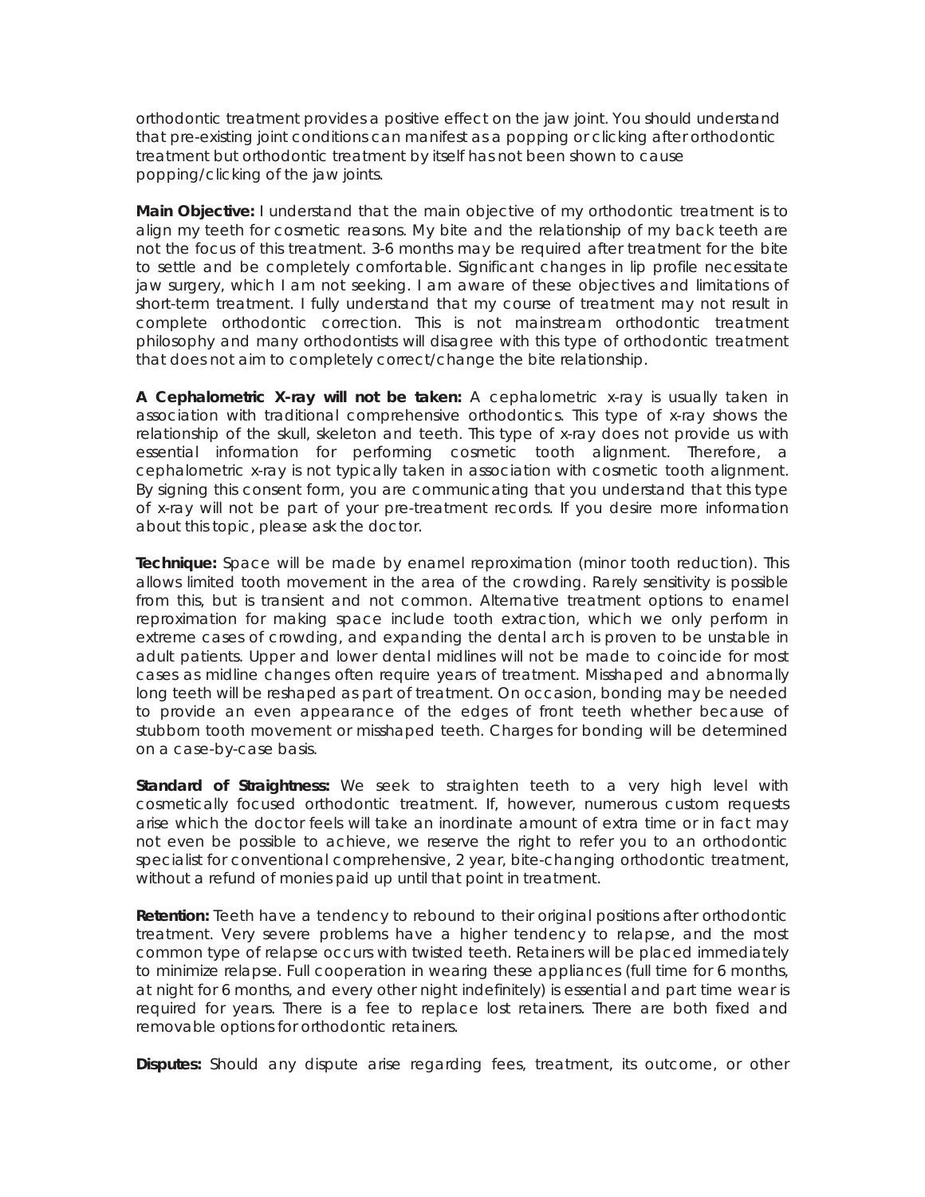orthodontic treatment provides a positive effect on the jaw joint. You should understand that pre-existing joint conditions can manifest as a popping or clicking after orthodontic treatment but orthodontic treatment by itself has not been shown to cause popping/clicking of the jaw joints.

**Main Objective:** I understand that the main objective of my orthodontic treatment is to align my teeth for cosmetic reasons. My bite and the relationship of my back teeth are not the focus of this treatment. 3-6 months may be required after treatment for the bite to settle and be completely comfortable. Significant changes in lip profile necessitate jaw surgery, which I am not seeking. I am aware of these objectives and limitations of short-term treatment. I fully understand that my course of treatment may not result in complete orthodontic correction. This is not mainstream orthodontic treatment philosophy and many orthodontists will disagree with this type of orthodontic treatment that does not aim to completely correct/change the bite relationship.

**A Cephalometric X-ray will not be taken:** A cephalometric x-ray is usually taken in association with traditional comprehensive orthodontics. This type of x-ray shows the relationship of the skull, skeleton and teeth. This type of x-ray does not provide us with essential information for performing cosmetic tooth alignment. Therefore, a cephalometric x-ray is not typically taken in association with cosmetic tooth alignment. By signing this consent form, you are communicating that you understand that this type of x-ray will not be part of your pre-treatment records. If you desire more information about this topic, please ask the doctor.

**Technique:** Space will be made by enamel reproximation (minor tooth reduction). This allows limited tooth movement in the area of the crowding. Rarely sensitivity is possible from this, but is transient and not common. Alternative treatment options to enamel reproximation for making space include tooth extraction, which we only perform in extreme cases of crowding, and expanding the dental arch is proven to be unstable in adult patients. Upper and lower dental midlines will not be made to coincide for most cases as midline changes often require years of treatment. Misshaped and abnormally long teeth will be reshaped as part of treatment. On occasion, bonding may be needed to provide an even appearance of the edges of front teeth whether because of stubborn tooth movement or misshaped teeth. Charges for bonding will be determined on a case-by-case basis.

**Standard of Straightness:** We seek to straighten teeth to a very high level with cosmetically focused orthodontic treatment. If, however, numerous custom requests arise which the doctor feels will take an inordinate amount of extra time or in fact may not even be possible to achieve, we reserve the right to refer you to an orthodontic specialist for conventional comprehensive, 2 year, bite-changing orthodontic treatment, without a refund of monies paid up until that point in treatment.

**Retention:** Teeth have a tendency to rebound to their original positions after orthodontic treatment. Very severe problems have a higher tendency to relapse, and the most common type of relapse occurs with twisted teeth. Retainers will be placed immediately to minimize relapse. Full cooperation in wearing these appliances (full time for 6 months, at night for 6 months, and every other night indefinitely) is essential and part time wear is required for years. There is a fee to replace lost retainers. There are both fixed and removable options for orthodontic retainers.

**Disputes:** Should any dispute arise regarding fees, treatment, its outcome, or other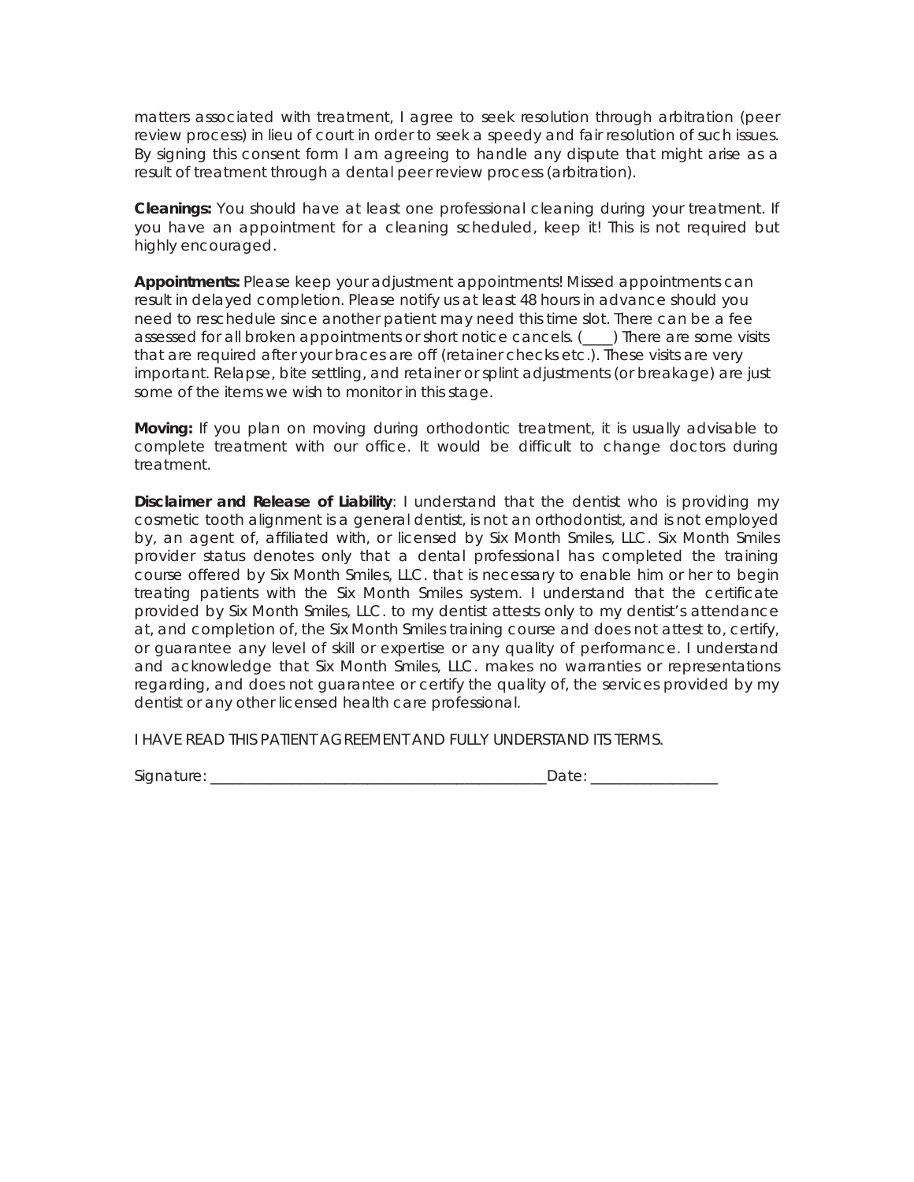matters associated with treatment, I agree to seek resolution through arbitration (peer review process) in lieu of court in order to seek a speedy and fair resolution of such issues. By signing this consent form I am agreeing to handle any dispute that might arise as a result of treatment through a dental peer review process (arbitration).

**Cleanings:** You should have at least one professional cleaning during your treatment. If you have an appointment for a cleaning scheduled, keep it! This is not required but highly encouraged.

**Appointments:** Please keep your adjustment appointments! Missed appointments can result in delayed completion. Please notify us at least 48 hours in advance should you need to reschedule since another patient may need this time slot. There can be a fee assessed for all broken appointments or short notice cancels. (____) There are some visits that are required after your braces are off (retainer checks etc.). These visits are very important. Relapse, bite settling, and retainer or splint adjustments (or breakage) are just some of the items we wish to monitor in this stage.

**Moving:** If you plan on moving during orthodontic treatment, it is usually advisable to complete treatment with our office. It would be difficult to change doctors during treatment.

**Disclaimer and Release of Liability**: I understand that the dentist who is providing my cosmetic tooth alignment is a general dentist, is not an orthodontist, and is not employed by, an agent of, affiliated with, or licensed by Six Month Smiles, LLC. Six Month Smiles provider status denotes only that a dental professional has completed the training course offered by Six Month Smiles, LLC. that is necessary to enable him or her to begin treating patients with the Six Month Smiles system. I understand that the certificate provided by Six Month Smiles, LLC. to my dentist attests only to my dentist's attendance at, and completion of, the Six Month Smiles training course and does not attest to, certify, or guarantee any level of skill or expertise or any quality of performance. I understand and acknowledge that Six Month Smiles, LLC. makes no warranties or representations regarding, and does not guarantee or certify the quality of, the services provided by my dentist or any other licensed health care professional.

I HAVE READ THIS PATIENT AGREEMENT AND FULLY UNDERSTAND ITS TERMS.

Signature: ____________________________________________Date: ________________